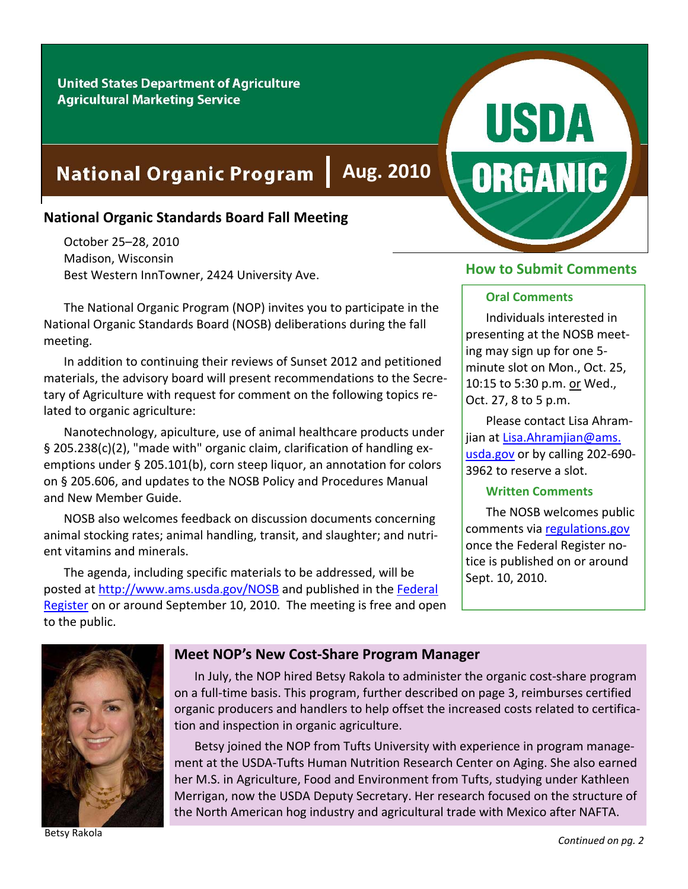United States Department of Agriculture
Agricultural Marketing Service

# National Organic Program | Aug. 2010

## National Organic Standards Board Fall Meeting

October 25–28, 2010
Madison, Wisconsin
Best Western InnTowner, 2424 University Ave.

The National Organic Program (NOP) invites you to participate in the National Organic Standards Board (NOSB) deliberations during the fall meeting.

In addition to continuing their reviews of Sunset 2012 and petitioned materials, the advisory board will present recommendations to the Secretary of Agriculture with request for comment on the following topics related to organic agriculture:

Nanotechnology, apiculture, use of animal healthcare products under § 205.238(c)(2), "made with" organic claim, clarification of handling exemptions under § 205.101(b), corn steep liquor, an annotation for colors on § 205.606, and updates to the NOSB Policy and Procedures Manual and New Member Guide.

NOSB also welcomes feedback on discussion documents concerning animal stocking rates; animal handling, transit, and slaughter; and nutrient vitamins and minerals.

The agenda, including specific materials to be addressed, will be posted at http://www.ams.usda.gov/NOSB and published in the Federal Register on or around September 10, 2010. The meeting is free and open to the public.

### How to Submit Comments

**Oral Comments**

Individuals interested in presenting at the NOSB meeting may sign up for one 5-minute slot on Mon., Oct. 25, 10:15 to 5:30 p.m. or Wed., Oct. 27, 8 to 5 p.m.

Please contact Lisa Ahramjian at Lisa.Ahramjian@ams.usda.gov or by calling 202-690-3962 to reserve a slot.

**Written Comments**

The NOSB welcomes public comments via regulations.gov once the Federal Register notice is published on or around Sept. 10, 2010.

## Meet NOP's New Cost-Share Program Manager

In July, the NOP hired Betsy Rakola to administer the organic cost-share program on a full-time basis. This program, further described on page 3, reimburses certified organic producers and handlers to help offset the increased costs related to certification and inspection in organic agriculture.

Betsy joined the NOP from Tufts University with experience in program management at the USDA-Tufts Human Nutrition Research Center on Aging. She also earned her M.S. in Agriculture, Food and Environment from Tufts, studying under Kathleen Merrigan, now the USDA Deputy Secretary. Her research focused on the structure of the North American hog industry and agricultural trade with Mexico after NAFTA.

Betsy Rakola

*Continued on pg. 2*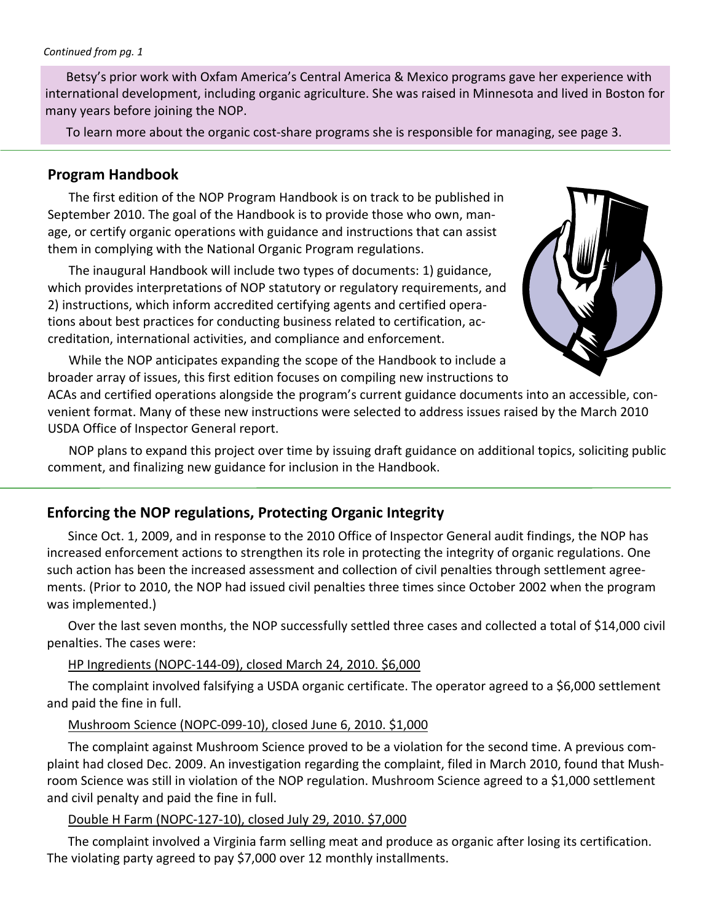*Continued from pg. 1*

Betsy's prior work with Oxfam America's Central America & Mexico programs gave her experience with international development, including organic agriculture. She was raised in Minnesota and lived in Boston for many years before joining the NOP.

To learn more about the organic cost-share programs she is responsible for managing, see page 3.

## Program Handbook

The first edition of the NOP Program Handbook is on track to be published in September 2010. The goal of the Handbook is to provide those who own, manage, or certify organic operations with guidance and instructions that can assist them in complying with the National Organic Program regulations.

The inaugural Handbook will include two types of documents: 1) guidance, which provides interpretations of NOP statutory or regulatory requirements, and 2) instructions, which inform accredited certifying agents and certified operations about best practices for conducting business related to certification, accreditation, international activities, and compliance and enforcement.

While the NOP anticipates expanding the scope of the Handbook to include a broader array of issues, this first edition focuses on compiling new instructions to ACAs and certified operations alongside the program's current guidance documents into an accessible, convenient format. Many of these new instructions were selected to address issues raised by the March 2010 USDA Office of Inspector General report.

NOP plans to expand this project over time by issuing draft guidance on additional topics, soliciting public comment, and finalizing new guidance for inclusion in the Handbook.

## Enforcing the NOP regulations, Protecting Organic Integrity

Since Oct. 1, 2009, and in response to the 2010 Office of Inspector General audit findings, the NOP has increased enforcement actions to strengthen its role in protecting the integrity of organic regulations. One such action has been the increased assessment and collection of civil penalties through settlement agreements. (Prior to 2010, the NOP had issued civil penalties three times since October 2002 when the program was implemented.)

Over the last seven months, the NOP successfully settled three cases and collected a total of $14,000 civil penalties. The cases were:

HP Ingredients (NOPC-144-09), closed March 24, 2010. $6,000

The complaint involved falsifying a USDA organic certificate. The operator agreed to a $6,000 settlement and paid the fine in full.

Mushroom Science (NOPC-099-10), closed June 6, 2010. $1,000

The complaint against Mushroom Science proved to be a violation for the second time. A previous complaint had closed Dec. 2009. An investigation regarding the complaint, filed in March 2010, found that Mushroom Science was still in violation of the NOP regulation. Mushroom Science agreed to a $1,000 settlement and civil penalty and paid the fine in full.

Double H Farm (NOPC-127-10), closed July 29, 2010. $7,000

The complaint involved a Virginia farm selling meat and produce as organic after losing its certification. The violating party agreed to pay $7,000 over 12 monthly installments.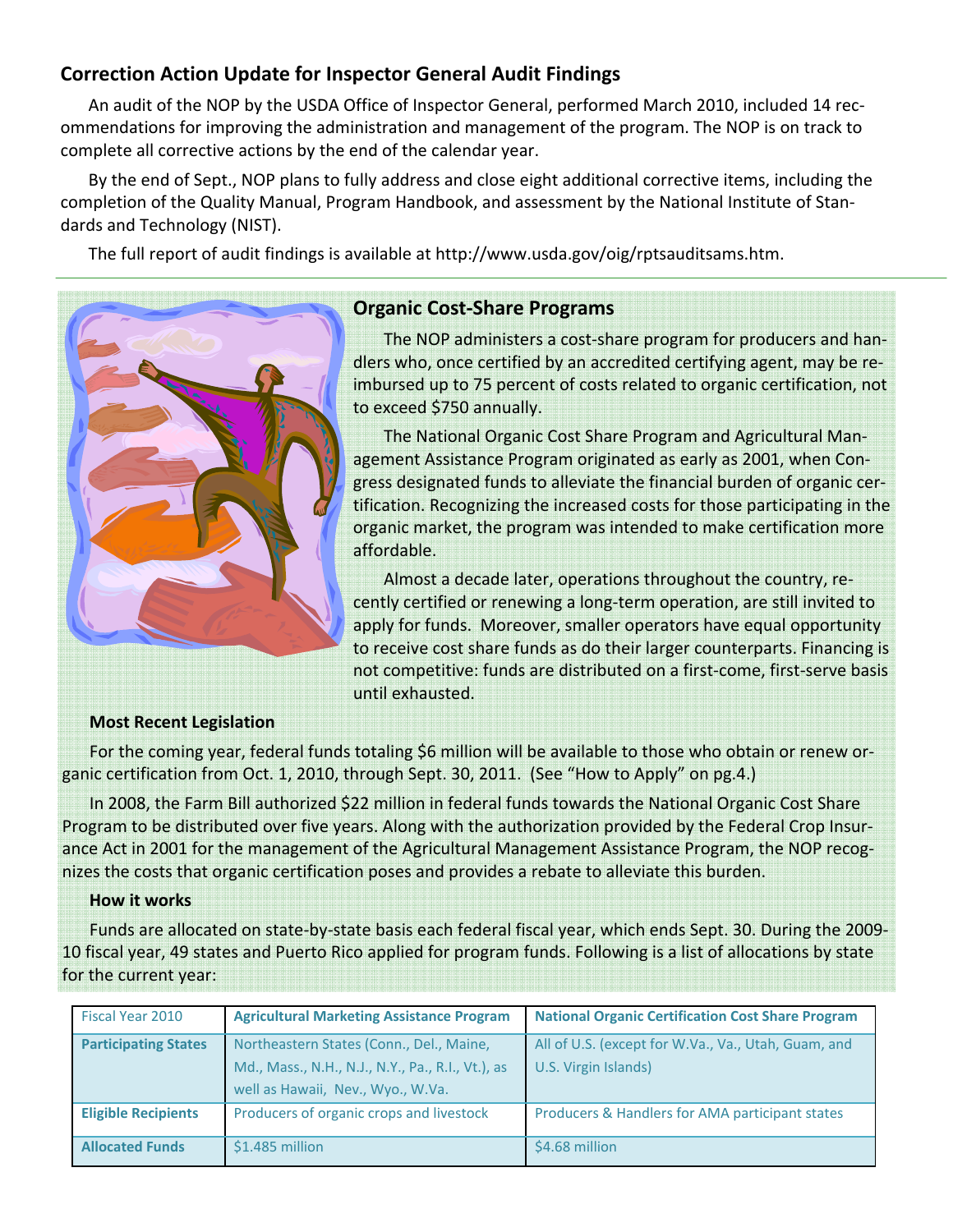## Correction Action Update for Inspector General Audit Findings

An audit of the NOP by the USDA Office of Inspector General, performed March 2010, included 14 recommendations for improving the administration and management of the program. The NOP is on track to complete all corrective actions by the end of the calendar year.

By the end of Sept., NOP plans to fully address and close eight additional corrective items, including the completion of the Quality Manual, Program Handbook, and assessment by the National Institute of Standards and Technology (NIST).

The full report of audit findings is available at http://www.usda.gov/oig/rptsauditsams.htm.

## Organic Cost-Share Programs

The NOP administers a cost-share program for producers and handlers who, once certified by an accredited certifying agent, may be reimbursed up to 75 percent of costs related to organic certification, not to exceed $750 annually.

The National Organic Cost Share Program and Agricultural Management Assistance Program originated as early as 2001, when Congress designated funds to alleviate the financial burden of organic certification. Recognizing the increased costs for those participating in the organic market, the program was intended to make certification more affordable.

Almost a decade later, operations throughout the country, recently certified or renewing a long-term operation, are still invited to apply for funds. Moreover, smaller operators have equal opportunity to receive cost share funds as do their larger counterparts. Financing is not competitive: funds are distributed on a first-come, first-serve basis until exhausted.

**Most Recent Legislation**

For the coming year, federal funds totaling $6 million will be available to those who obtain or renew organic certification from Oct. 1, 2010, through Sept. 30, 2011. (See "How to Apply" on pg.4.)

In 2008, the Farm Bill authorized $22 million in federal funds towards the National Organic Cost Share Program to be distributed over five years. Along with the authorization provided by the Federal Crop Insurance Act in 2001 for the management of the Agricultural Management Assistance Program, the NOP recognizes the costs that organic certification poses and provides a rebate to alleviate this burden.

**How it works**

Funds are allocated on state-by-state basis each federal fiscal year, which ends Sept. 30. During the 2009-10 fiscal year, 49 states and Puerto Rico applied for program funds. Following is a list of allocations by state for the current year:

| Fiscal Year 2010 | Agricultural Marketing Assistance Program | National Organic Certification Cost Share Program |
|---|---|---|
| **Participating States** | Northeastern States (Conn., Del., Maine, Md., Mass., N.H., N.J., N.Y., Pa., R.I., Vt.), as well as Hawaii, Nev., Wyo., W.Va. | All of U.S. (except for W.Va., Va., Utah, Guam, and U.S. Virgin Islands) |
| **Eligible Recipients** | Producers of organic crops and livestock | Producers & Handlers for AMA participant states |
| **Allocated Funds** | $1.485 million | $4.68 million |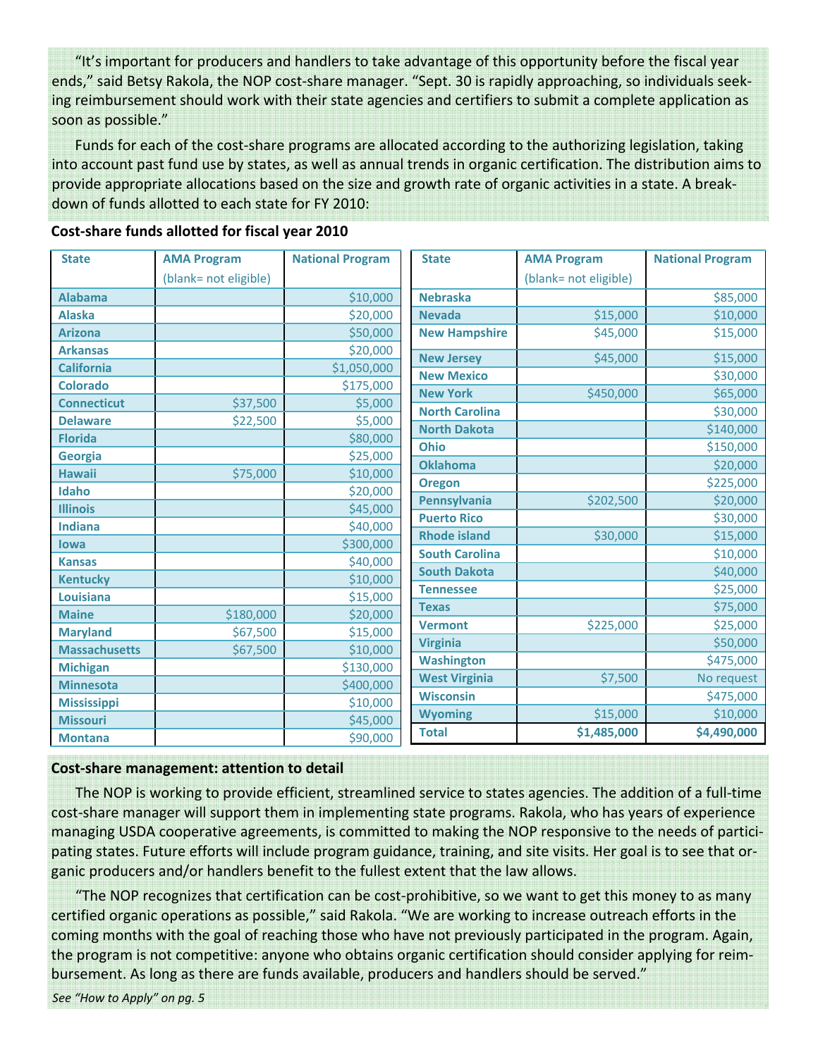"It's important for producers and handlers to take advantage of this opportunity before the fiscal year ends," said Betsy Rakola, the NOP cost-share manager. "Sept. 30 is rapidly approaching, so individuals seeking reimbursement should work with their state agencies and certifiers to submit a complete application as soon as possible."

Funds for each of the cost-share programs are allocated according to the authorizing legislation, taking into account past fund use by states, as well as annual trends in organic certification. The distribution aims to provide appropriate allocations based on the size and growth rate of organic activities in a state. A breakdown of funds allotted to each state for FY 2010:

**Cost-share funds allotted for fiscal year 2010**

| State | AMA Program (blank= not eligible) | National Program |
|---|---|---|
| Alabama | | $10,000 |
| Alaska | | $20,000 |
| Arizona | | $50,000 |
| Arkansas | | $20,000 |
| California | | $1,050,000 |
| Colorado | | $175,000 |
| Connecticut | $37,500 | $5,000 |
| Delaware | $22,500 | $5,000 |
| Florida | | $80,000 |
| Georgia | | $25,000 |
| Hawaii | $75,000 | $10,000 |
| Idaho | | $20,000 |
| Illinois | | $45,000 |
| Indiana | | $40,000 |
| Iowa | | $300,000 |
| Kansas | | $40,000 |
| Kentucky | | $10,000 |
| Louisiana | | $15,000 |
| Maine | $180,000 | $20,000 |
| Maryland | $67,500 | $15,000 |
| Massachusetts | $67,500 | $10,000 |
| Michigan | | $130,000 |
| Minnesota | | $400,000 |
| Mississippi | | $10,000 |
| Missouri | | $45,000 |
| Montana | | $90,000 |
| Nebraska | | $85,000 |
| Nevada | $15,000 | $10,000 |
| New Hampshire | $45,000 | $15,000 |
| New Jersey | $45,000 | $15,000 |
| New Mexico | | $30,000 |
| New York | $450,000 | $65,000 |
| North Carolina | | $30,000 |
| North Dakota | | $140,000 |
| Ohio | | $150,000 |
| Oklahoma | | $20,000 |
| Oregon | | $225,000 |
| Pennsylvania | $202,500 | $20,000 |
| Puerto Rico | | $30,000 |
| Rhode island | $30,000 | $15,000 |
| South Carolina | | $10,000 |
| South Dakota | | $40,000 |
| Tennessee | | $25,000 |
| Texas | | $75,000 |
| Vermont | $225,000 | $25,000 |
| Virginia | | $50,000 |
| Washington | | $475,000 |
| West Virginia | $7,500 | No request |
| Wisconsin | | $475,000 |
| Wyoming | $15,000 | $10,000 |
| **Total** | **$1,485,000** | **$4,490,000** |

**Cost-share management: attention to detail**

The NOP is working to provide efficient, streamlined service to states agencies. The addition of a full-time cost-share manager will support them in implementing state programs. Rakola, who has years of experience managing USDA cooperative agreements, is committed to making the NOP responsive to the needs of participating states. Future efforts will include program guidance, training, and site visits. Her goal is to see that organic producers and/or handlers benefit to the fullest extent that the law allows.

"The NOP recognizes that certification can be cost-prohibitive, so we want to get this money to as many certified organic operations as possible," said Rakola. "We are working to increase outreach efforts in the coming months with the goal of reaching those who have not previously participated in the program. Again, the program is not competitive: anyone who obtains organic certification should consider applying for reimbursement. As long as there are funds available, producers and handlers should be served."

*See "How to Apply" on pg. 5*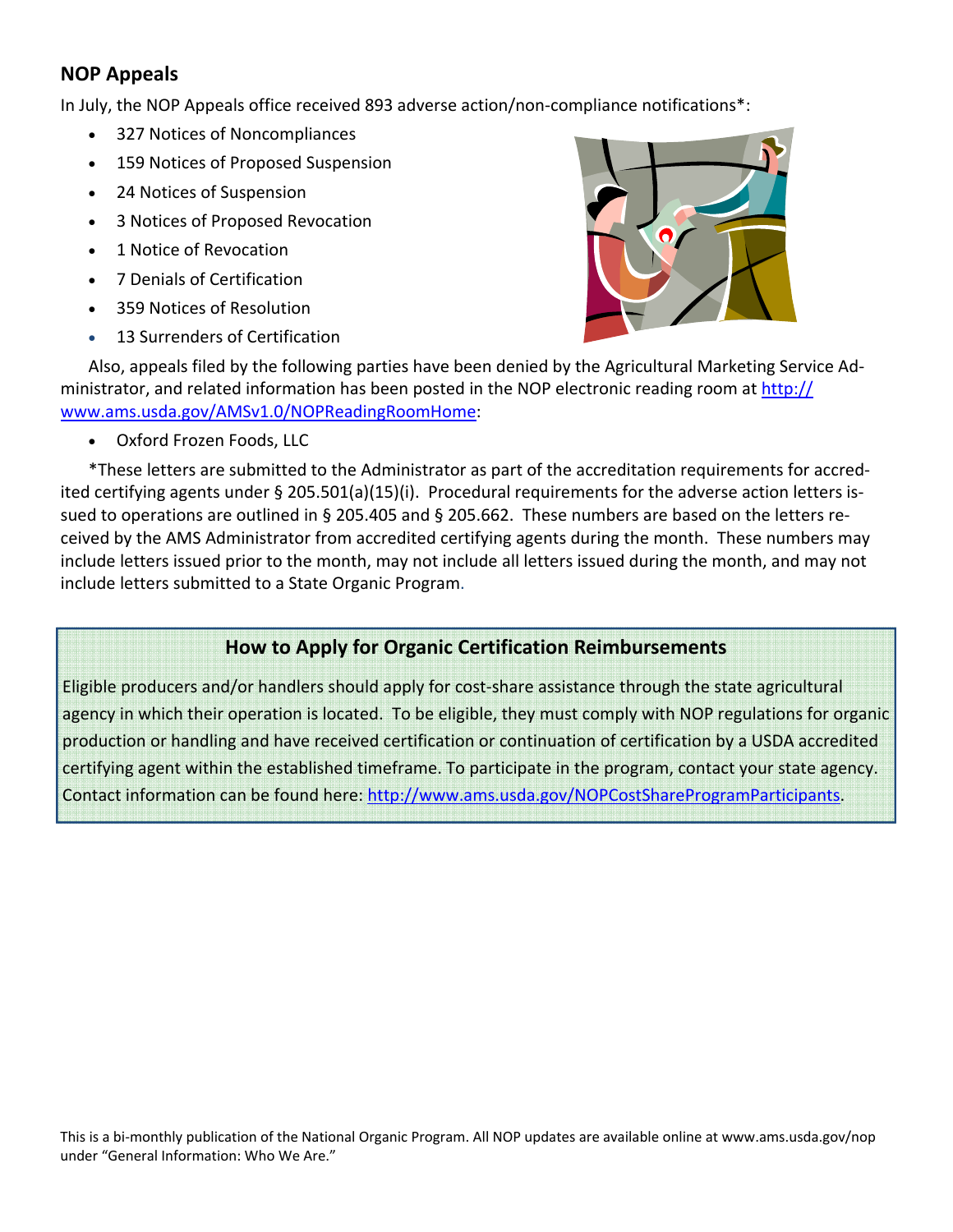## NOP Appeals

In July, the NOP Appeals office received 893 adverse action/non-compliance notifications*:

- 327 Notices of Noncompliances
- 159 Notices of Proposed Suspension
- 24 Notices of Suspension
- 3 Notices of Proposed Revocation
- 1 Notice of Revocation
- 7 Denials of Certification
- 359 Notices of Resolution
- 13 Surrenders of Certification

Also, appeals filed by the following parties have been denied by the Agricultural Marketing Service Administrator, and related information has been posted in the NOP electronic reading room at http://www.ams.usda.gov/AMSv1.0/NOPReadingRoomHome:

- Oxford Frozen Foods, LLC

*These letters are submitted to the Administrator as part of the accreditation requirements for accredited certifying agents under § 205.501(a)(15)(i). Procedural requirements for the adverse action letters issued to operations are outlined in § 205.405 and § 205.662. These numbers are based on the letters received by the AMS Administrator from accredited certifying agents during the month. These numbers may include letters issued prior to the month, may not include all letters issued during the month, and may not include letters submitted to a State Organic Program.

### How to Apply for Organic Certification Reimbursements

Eligible producers and/or handlers should apply for cost-share assistance through the state agricultural agency in which their operation is located. To be eligible, they must comply with NOP regulations for organic production or handling and have received certification or continuation of certification by a USDA accredited certifying agent within the established timeframe. To participate in the program, contact your state agency. Contact information can be found here: http://www.ams.usda.gov/NOPCostShareProgramParticipants.

This is a bi-monthly publication of the National Organic Program. All NOP updates are available online at www.ams.usda.gov/nop under "General Information: Who We Are."